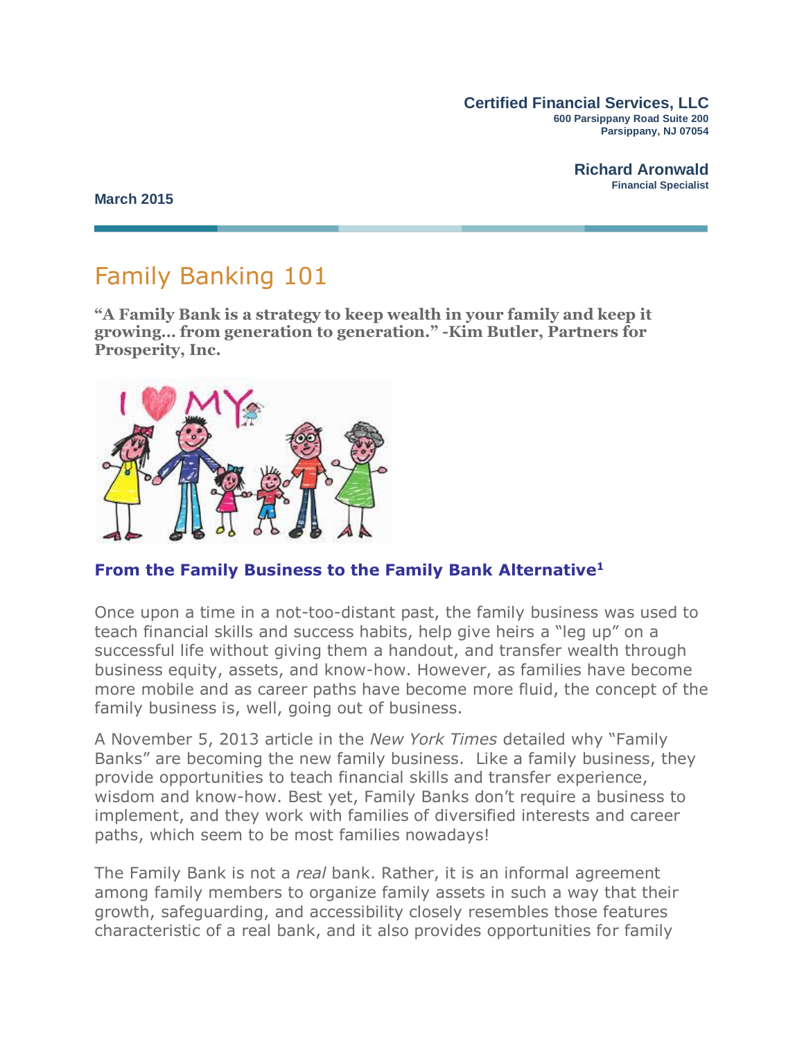**Certified Financial Services, LLC**
600 Parsippany Road Suite 200
Parsippany, NJ 07054

**Richard Aronwald**
Financial Specialist

**March 2015**

# Family Banking 101

**"A Family Bank is a strategy to keep wealth in your family and keep it growing… from generation to generation." -Kim Butler, Partners for Prosperity, Inc.**

### From the Family Business to the Family Bank Alternative[1]

Once upon a time in a not-too-distant past, the family business was used to teach financial skills and success habits, help give heirs a "leg up" on a successful life without giving them a handout, and transfer wealth through business equity, assets, and know-how. However, as families have become more mobile and as career paths have become more fluid, the concept of the family business is, well, going out of business.

A November 5, 2013 article in the *New York Times* detailed why "Family Banks" are becoming the new family business. Like a family business, they provide opportunities to teach financial skills and transfer experience, wisdom and know-how. Best yet, Family Banks don't require a business to implement, and they work with families of diversified interests and career paths, which seem to be most families nowadays!

The Family Bank is not a *real* bank. Rather, it is an informal agreement among family members to organize family assets in such a way that their growth, safeguarding, and accessibility closely resembles those features characteristic of a real bank, and it also provides opportunities for family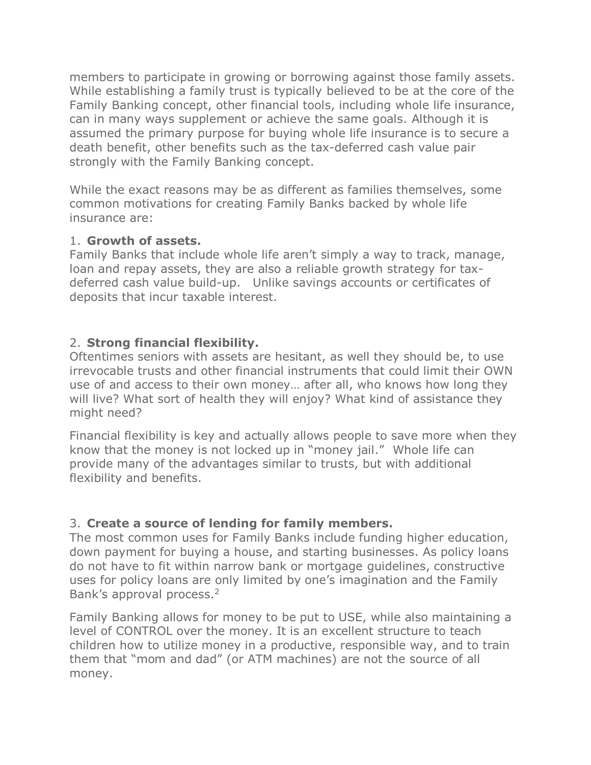members to participate in growing or borrowing against those family assets. While establishing a family trust is typically believed to be at the core of the Family Banking concept, other financial tools, including whole life insurance, can in many ways supplement or achieve the same goals. Although it is assumed the primary purpose for buying whole life insurance is to secure a death benefit, other benefits such as the tax-deferred cash value pair strongly with the Family Banking concept.

While the exact reasons may be as different as families themselves, some common motivations for creating Family Banks backed by whole life insurance are:

1. **Growth of assets.**

Family Banks that include whole life aren't simply a way to track, manage, loan and repay assets, they are also a reliable growth strategy for tax-deferred cash value build-up. Unlike savings accounts or certificates of deposits that incur taxable interest.

2. **Strong financial flexibility.**

Oftentimes seniors with assets are hesitant, as well they should be, to use irrevocable trusts and other financial instruments that could limit their OWN use of and access to their own money… after all, who knows how long they will live? What sort of health they will enjoy? What kind of assistance they might need?

Financial flexibility is key and actually allows people to save more when they know that the money is not locked up in "money jail." Whole life can provide many of the advantages similar to trusts, but with additional flexibility and benefits.

3. **Create a source of lending for family members.**

The most common uses for Family Banks include funding higher education, down payment for buying a house, and starting businesses. As policy loans do not have to fit within narrow bank or mortgage guidelines, constructive uses for policy loans are only limited by one's imagination and the Family Bank's approval process.[2]

Family Banking allows for money to be put to USE, while also maintaining a level of CONTROL over the money. It is an excellent structure to teach children how to utilize money in a productive, responsible way, and to train them that "mom and dad" (or ATM machines) are not the source of all money.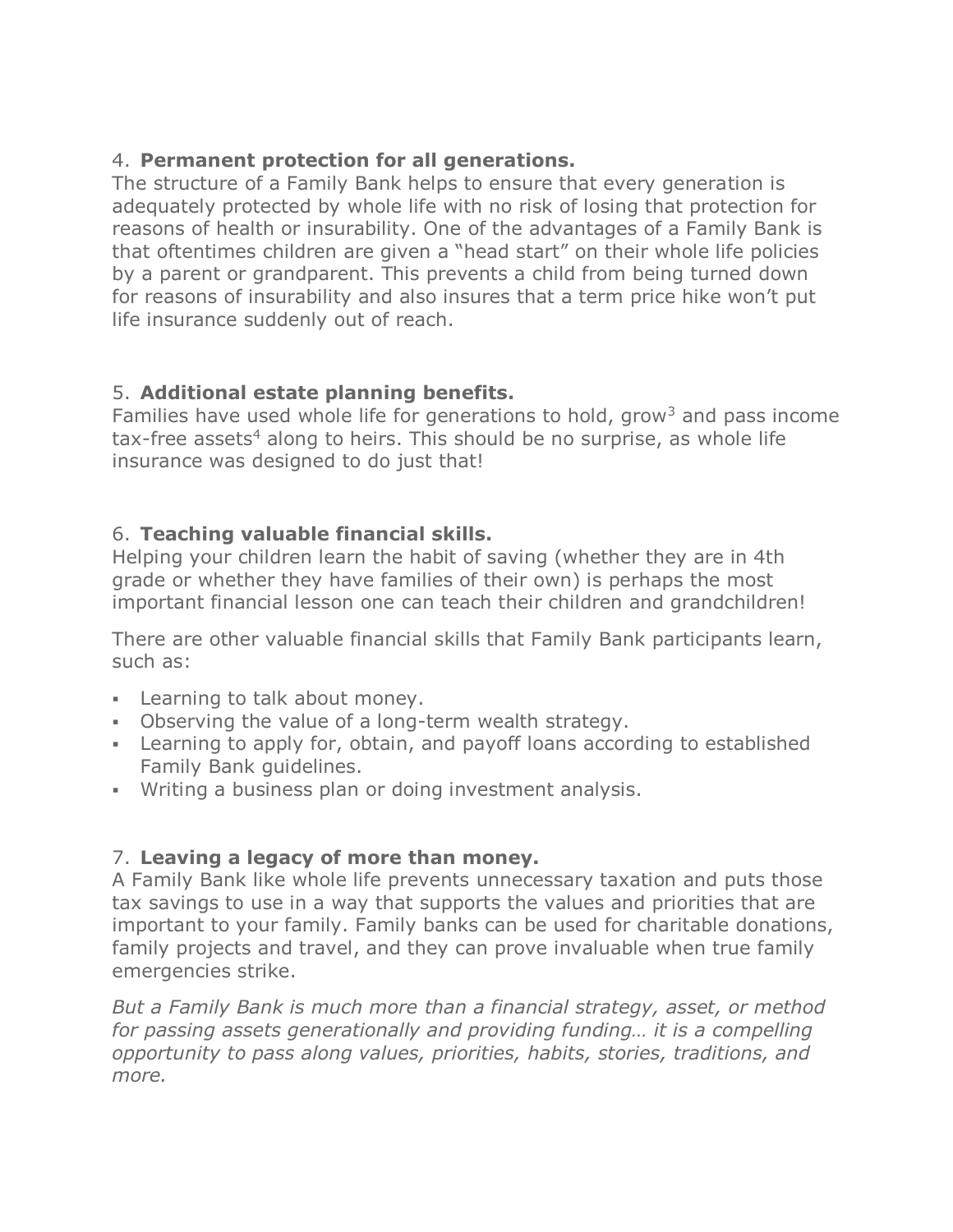4. **Permanent protection for all generations.**
The structure of a Family Bank helps to ensure that every generation is adequately protected by whole life with no risk of losing that protection for reasons of health or insurability. One of the advantages of a Family Bank is that oftentimes children are given a "head start" on their whole life policies by a parent or grandparent. This prevents a child from being turned down for reasons of insurability and also insures that a term price hike won't put life insurance suddenly out of reach.

5. **Additional estate planning benefits.**
Families have used whole life for generations to hold, grow[3] and pass income tax-free assets[4] along to heirs. This should be no surprise, as whole life insurance was designed to do just that!

6. **Teaching valuable financial skills.**
Helping your children learn the habit of saving (whether they are in 4th grade or whether they have families of their own) is perhaps the most important financial lesson one can teach their children and grandchildren!

There are other valuable financial skills that Family Bank participants learn, such as:

- Learning to talk about money.
- Observing the value of a long-term wealth strategy.
- Learning to apply for, obtain, and payoff loans according to established Family Bank guidelines.
- Writing a business plan or doing investment analysis.

7. **Leaving a legacy of more than money.**
A Family Bank like whole life prevents unnecessary taxation and puts those tax savings to use in a way that supports the values and priorities that are important to your family. Family banks can be used for charitable donations, family projects and travel, and they can prove invaluable when true family emergencies strike.

*But a Family Bank is much more than a financial strategy, asset, or method for passing assets generationally and providing funding… it is a compelling opportunity to pass along values, priorities, habits, stories, traditions, and more.*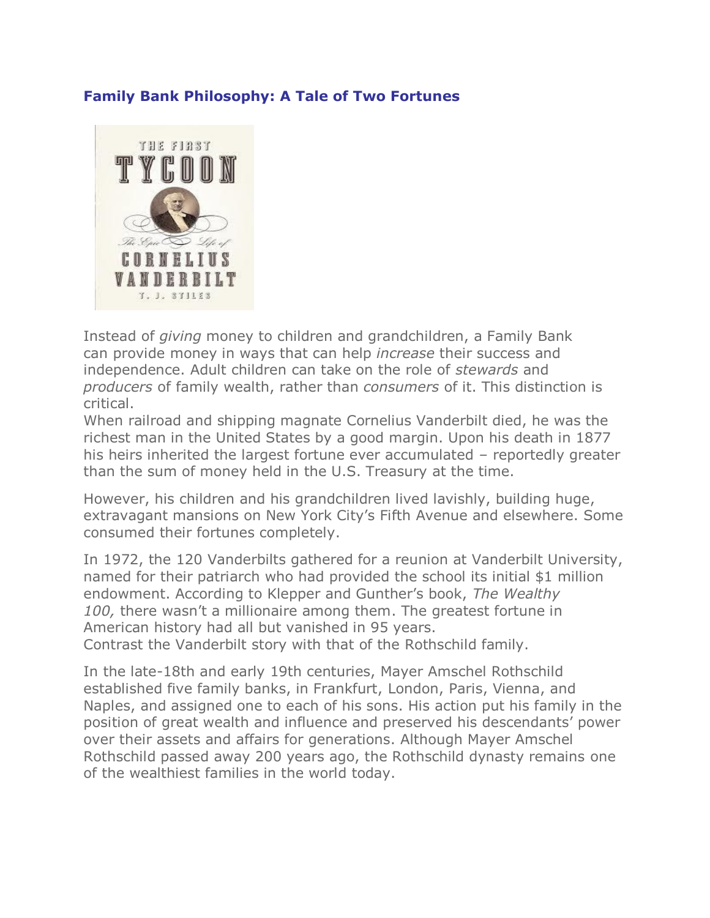## Family Bank Philosophy: A Tale of Two Fortunes

Instead of *giving* money to children and grandchildren, a Family Bank can provide money in ways that can help *increase* their success and independence. Adult children can take on the role of *stewards* and *producers* of family wealth, rather than *consumers* of it. This distinction is critical.

When railroad and shipping magnate Cornelius Vanderbilt died, he was the richest man in the United States by a good margin. Upon his death in 1877 his heirs inherited the largest fortune ever accumulated – reportedly greater than the sum of money held in the U.S. Treasury at the time.

However, his children and his grandchildren lived lavishly, building huge, extravagant mansions on New York City's Fifth Avenue and elsewhere. Some consumed their fortunes completely.

In 1972, the 120 Vanderbilts gathered for a reunion at Vanderbilt University, named for their patriarch who had provided the school its initial $1 million endowment. According to Klepper and Gunther's book, *The Wealthy 100,* there wasn't a millionaire among them. The greatest fortune in American history had all but vanished in 95 years.

Contrast the Vanderbilt story with that of the Rothschild family.

In the late-18th and early 19th centuries, Mayer Amschel Rothschild established five family banks, in Frankfurt, London, Paris, Vienna, and Naples, and assigned one to each of his sons. His action put his family in the position of great wealth and influence and preserved his descendants' power over their assets and affairs for generations. Although Mayer Amschel Rothschild passed away 200 years ago, the Rothschild dynasty remains one of the wealthiest families in the world today.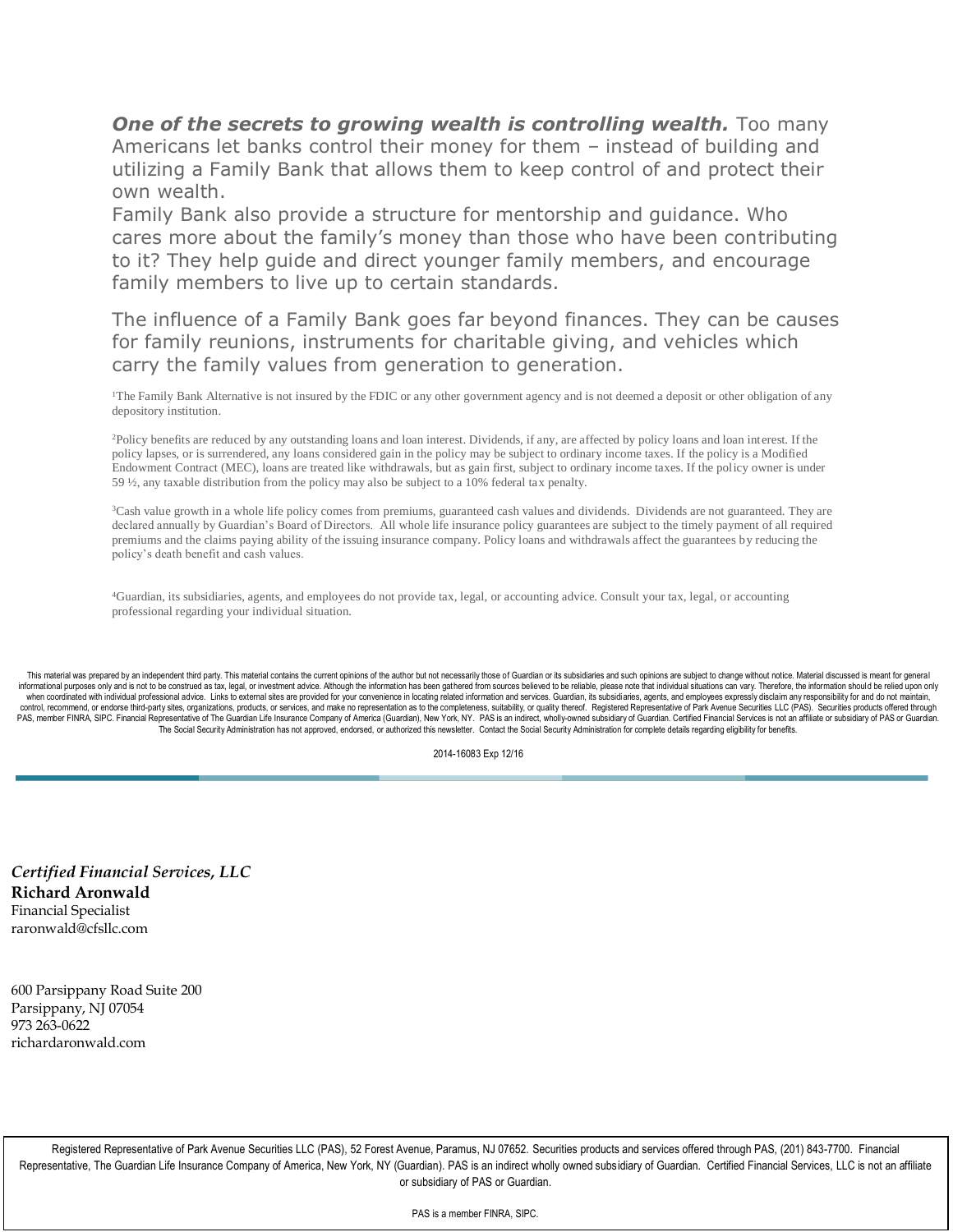***One of the secrets to growing wealth is controlling wealth.*** Too many Americans let banks control their money for them – instead of building and utilizing a Family Bank that allows them to keep control of and protect their own wealth.

Family Bank also provide a structure for mentorship and guidance. Who cares more about the family's money than those who have been contributing to it? They help guide and direct younger family members, and encourage family members to live up to certain standards.

The influence of a Family Bank goes far beyond finances. They can be causes for family reunions, instruments for charitable giving, and vehicles which carry the family values from generation to generation.

[1]The Family Bank Alternative is not insured by the FDIC or any other government agency and is not deemed a deposit or other obligation of any depository institution.

[2]Policy benefits are reduced by any outstanding loans and loan interest. Dividends, if any, are affected by policy loans and loan interest. If the policy lapses, or is surrendered, any loans considered gain in the policy may be subject to ordinary income taxes. If the policy is a Modified Endowment Contract (MEC), loans are treated like withdrawals, but as gain first, subject to ordinary income taxes. If the policy owner is under 59 ½, any taxable distribution from the policy may also be subject to a 10% federal tax penalty.

[3]Cash value growth in a whole life policy comes from premiums, guaranteed cash values and dividends. Dividends are not guaranteed. They are declared annually by Guardian's Board of Directors. All whole life insurance policy guarantees are subject to the timely payment of all required premiums and the claims paying ability of the issuing insurance company. Policy loans and withdrawals affect the guarantees by reducing the policy's death benefit and cash values.

[4]Guardian, its subsidiaries, agents, and employees do not provide tax, legal, or accounting advice. Consult your tax, legal, or accounting professional regarding your individual situation.

This material was prepared by an independent third party. This material contains the current opinions of the author but not necessarily those of Guardian or its subsidiaries and such opinions are subject to change without notice. Material discussed is meant for general informational purposes only and is not to be construed as tax, legal, or investment advice. Although the information has been gathered from sources believed to be reliable, please note that individual situations can vary. Therefore, the information should be relied upon only when coordinated with individual professional advice. Links to external sites are provided for your convenience in locating related information and services. Guardian, its subsidiaries, agents, and employees expressly disclaim any responsibility for and do not maintain, control, recommend, or endorse third-party sites, organizations, products, or services, and make no representation as to the completeness, suitability, or quality thereof. Registered Representative of Park Avenue Securities LLC (PAS). Securities products offered through PAS, member FINRA, SIPC. Financial Representative of The Guardian Life Insurance Company of America (Guardian), New York, NY. PAS is an indirect, wholly-owned subsidiary of Guardian. Certified Financial Services is not an affiliate or subsidiary of PAS or Guardian. The Social Security Administration has not approved, endorsed, or authorized this newsletter. Contact the Social Security Administration for complete details regarding eligibility for benefits.

2014-16083 Exp 12/16

*Certified Financial Services, LLC*
**Richard Aronwald**
Financial Specialist
raronwald@cfsllc.com

600 Parsippany Road Suite 200
Parsippany, NJ 07054
973 263-0622
richardaronwald.com

Registered Representative of Park Avenue Securities LLC (PAS), 52 Forest Avenue, Paramus, NJ 07652. Securities products and services offered through PAS, (201) 843-7700. Financial Representative, The Guardian Life Insurance Company of America, New York, NY (Guardian). PAS is an indirect wholly owned subsidiary of Guardian. Certified Financial Services, LLC is not an affiliate or subsidiary of PAS or Guardian.

PAS is a member FINRA, SIPC.